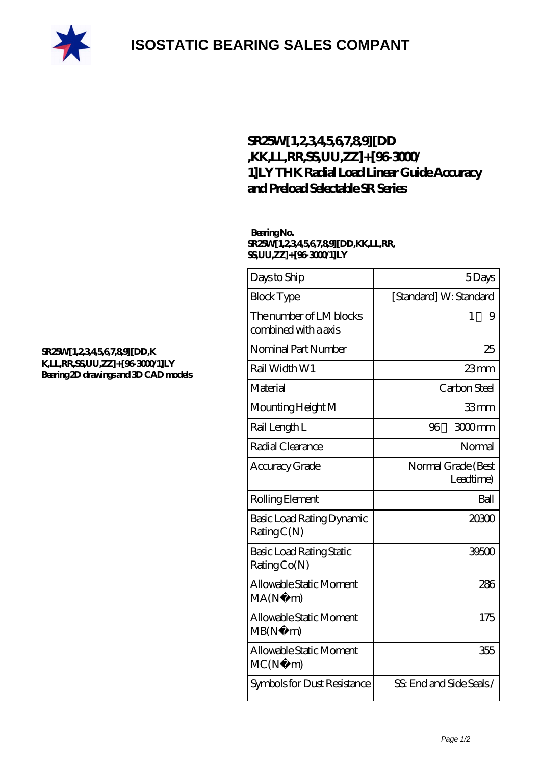# ISOSTATIC BEARING SALES COMPANT

## SR25W[1,2,3,4,5,6,7,8,9][DD ,KK,LL,RR,SS,UU,ZZ]+[96-3000/ 1]LY THK Radial Load Linear Guide Accuracy and Preload Selectable SR Series

**Bearing No.**
**SR25W[1,2,3,4,5,6,7,8,9][DD,KK,LL,RR, SS,UU,ZZ]+[96-3000/1]LY**

**SR25W[1,2,3,4,5,6,7,8,9][DD,K K,LL,RR,SS,UU,ZZ]+[96-3000/1]LY Bearing 2D drawings and 3D CAD models**

| | |
|---|---|
| Days to Ship | 5 Days |
| Block Type | [Standard] W: Standard |
| The number of LM blocks combined with a axis | 1 9 |
| Nominal Part Number | 25 |
| Rail Width W1 | 23 mm |
| Material | Carbon Steel |
| Mounting Height M | 33 mm |
| Rail Length L | 96 3000 mm |
| Radial Clearance | Normal |
| Accuracy Grade | Normal Grade (Best Leadtime) |
| Rolling Element | Ball |
| Basic Load Rating Dynamic Rating C(N) | 20300 |
| Basic Load Rating Static Rating Co(N) | 39500 |
| Allowable Static Moment MA(N m) | 286 |
| Allowable Static Moment MB(N m) | 175 |
| Allowable Static Moment MC(N m) | 355 |
| Symbols for Dust Resistance | SS: End and Side Seals / |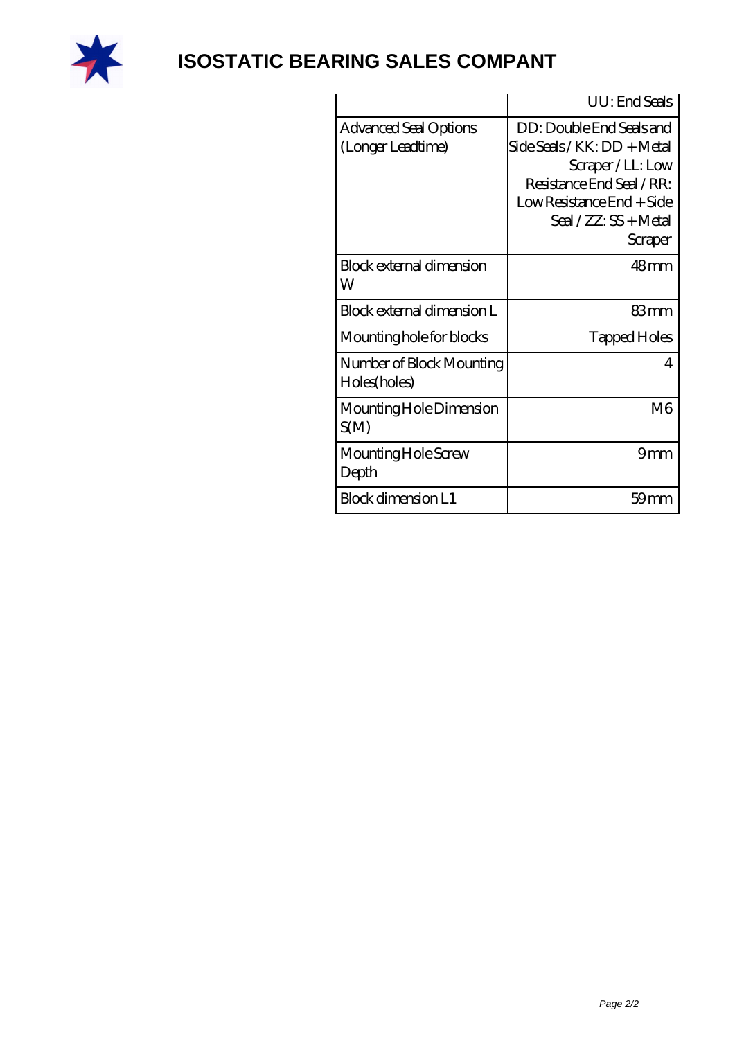# ISOSTATIC BEARING SALES COMPANT

| | |
|---|---|
| | UU: End Seals |
| Advanced Seal Options (Longer Leadtime) | DD: Double End Seals and Side Seals / KK: DD + Metal Scraper / LL: Low Resistance End Seal / RR: Low Resistance End + Side Seal / ZZ: SS + Metal Scraper |
| Block external dimension W | 48 mm |
| Block external dimension L | 83 mm |
| Mounting hole for blocks | Tapped Holes |
| Number of Block Mounting Holes(holes) | 4 |
| Mounting Hole Dimension S(M) | M6 |
| Mounting Hole Screw Depth | 9 mm |
| Block dimension L1 | 59 mm |